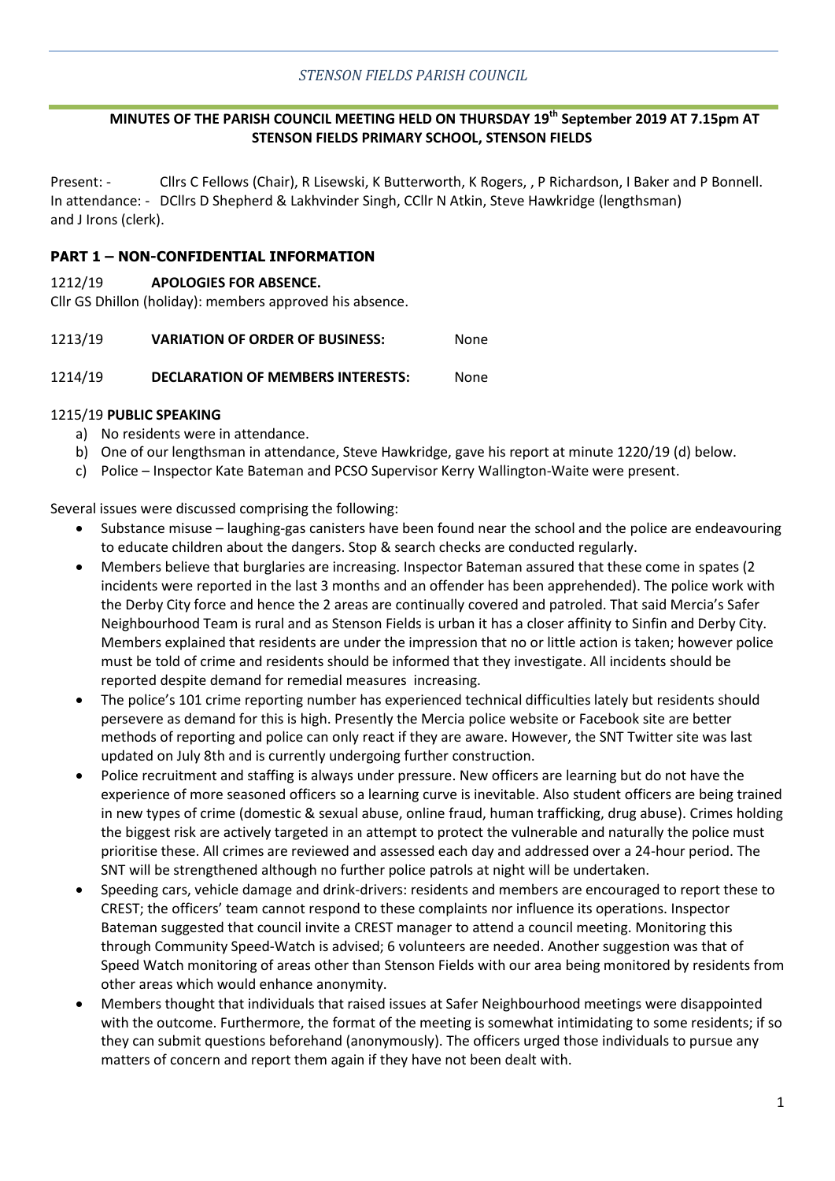*STENSON FIELDS PARISH COUNCIL*

**MINUTES OF THE PARISH COUNCIL MEETING HELD ON THURSDAY 19th September 2019 AT 7.15pm AT STENSON FIELDS PRIMARY SCHOOL, STENSON FIELDS**

Present: - Cllrs C Fellows (Chair), R Lisewski, K Butterworth, K Rogers, , P Richardson, I Baker and P Bonnell.
In attendance: - DCllrs D Shepherd & Lakhvinder Singh, CCllr N Atkin, Steve Hawkridge (lengthsman) and J Irons (clerk).

## PART 1 – NON-CONFIDENTIAL INFORMATION

1212/19 **APOLOGIES FOR ABSENCE.**

Cllr GS Dhillon (holiday): members approved his absence.

1213/19 **VARIATION OF ORDER OF BUSINESS:** None

1214/19 **DECLARATION OF MEMBERS INTERESTS:** None

1215/19 **PUBLIC SPEAKING**

a) No residents were in attendance.
b) One of our lengthsman in attendance, Steve Hawkridge, gave his report at minute 1220/19 (d) below.
c) Police – Inspector Kate Bateman and PCSO Supervisor Kerry Wallington-Waite were present.

Several issues were discussed comprising the following:

- Substance misuse – laughing-gas canisters have been found near the school and the police are endeavouring to educate children about the dangers. Stop & search checks are conducted regularly.
- Members believe that burglaries are increasing. Inspector Bateman assured that these come in spates (2 incidents were reported in the last 3 months and an offender has been apprehended). The police work with the Derby City force and hence the 2 areas are continually covered and patroled. That said Mercia's Safer Neighbourhood Team is rural and as Stenson Fields is urban it has a closer affinity to Sinfin and Derby City. Members explained that residents are under the impression that no or little action is taken; however police must be told of crime and residents should be informed that they investigate. All incidents should be reported despite demand for remedial measures increasing.
- The police's 101 crime reporting number has experienced technical difficulties lately but residents should persevere as demand for this is high. Presently the Mercia police website or Facebook site are better methods of reporting and police can only react if they are aware. However, the SNT Twitter site was last updated on July 8th and is currently undergoing further construction.
- Police recruitment and staffing is always under pressure. New officers are learning but do not have the experience of more seasoned officers so a learning curve is inevitable. Also student officers are being trained in new types of crime (domestic & sexual abuse, online fraud, human trafficking, drug abuse). Crimes holding the biggest risk are actively targeted in an attempt to protect the vulnerable and naturally the police must prioritise these. All crimes are reviewed and assessed each day and addressed over a 24-hour period. The SNT will be strengthened although no further police patrols at night will be undertaken.
- Speeding cars, vehicle damage and drink-drivers: residents and members are encouraged to report these to CREST; the officers' team cannot respond to these complaints nor influence its operations. Inspector Bateman suggested that council invite a CREST manager to attend a council meeting. Monitoring this through Community Speed-Watch is advised; 6 volunteers are needed. Another suggestion was that of Speed Watch monitoring of areas other than Stenson Fields with our area being monitored by residents from other areas which would enhance anonymity.
- Members thought that individuals that raised issues at Safer Neighbourhood meetings were disappointed with the outcome. Furthermore, the format of the meeting is somewhat intimidating to some residents; if so they can submit questions beforehand (anonymously). The officers urged those individuals to pursue any matters of concern and report them again if they have not been dealt with.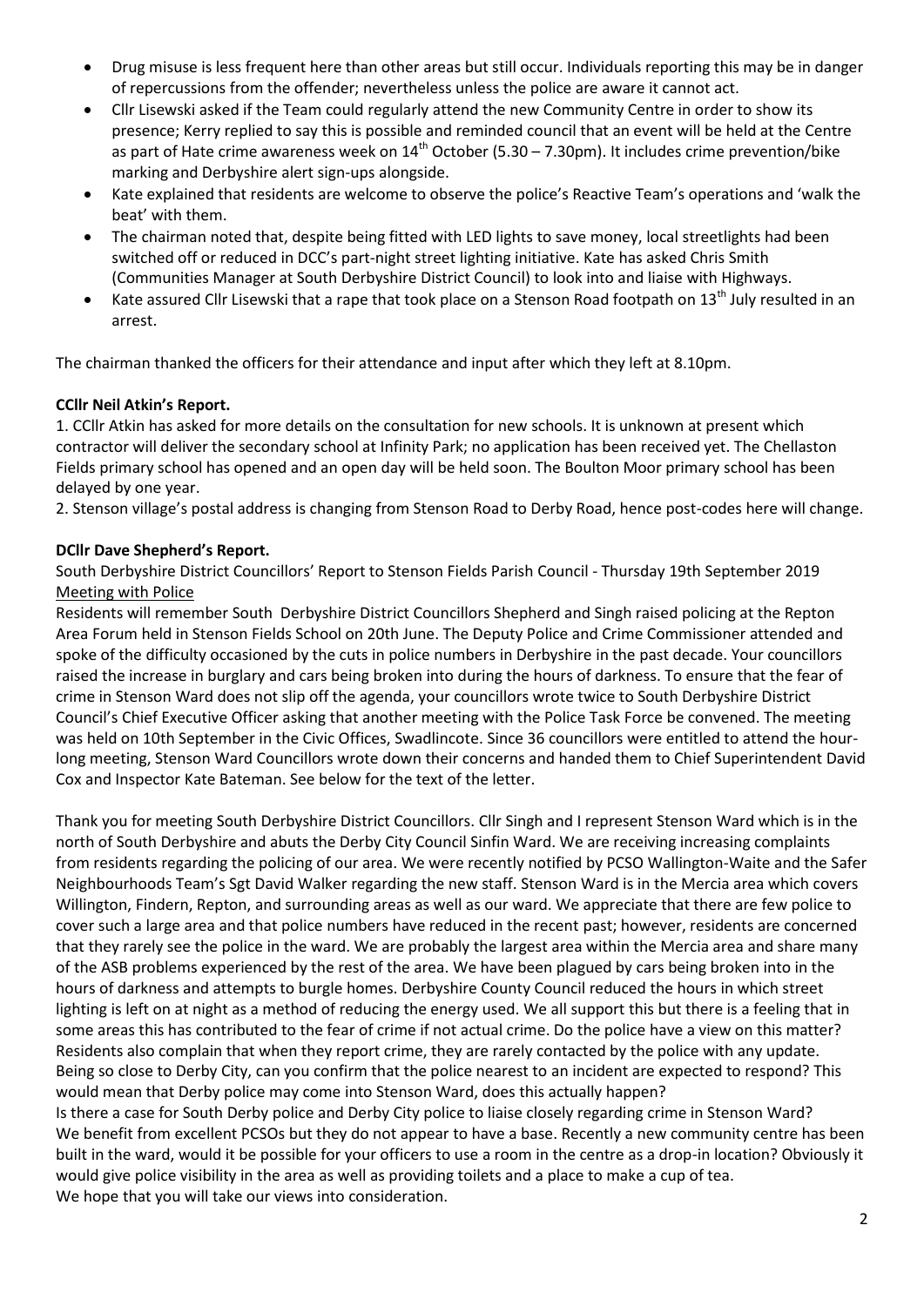- Drug misuse is less frequent here than other areas but still occur. Individuals reporting this may be in danger of repercussions from the offender; nevertheless unless the police are aware it cannot act.
- Cllr Lisewski asked if the Team could regularly attend the new Community Centre in order to show its presence; Kerry replied to say this is possible and reminded council that an event will be held at the Centre as part of Hate crime awareness week on 14th October (5.30 – 7.30pm). It includes crime prevention/bike marking and Derbyshire alert sign-ups alongside.
- Kate explained that residents are welcome to observe the police's Reactive Team's operations and 'walk the beat' with them.
- The chairman noted that, despite being fitted with LED lights to save money, local streetlights had been switched off or reduced in DCC's part-night street lighting initiative. Kate has asked Chris Smith (Communities Manager at South Derbyshire District Council) to look into and liaise with Highways.
- Kate assured Cllr Lisewski that a rape that took place on a Stenson Road footpath on 13th July resulted in an arrest.

The chairman thanked the officers for their attendance and input after which they left at 8.10pm.

**CCllr Neil Atkin's Report.**

1. CCllr Atkin has asked for more details on the consultation for new schools. It is unknown at present which contractor will deliver the secondary school at Infinity Park; no application has been received yet. The Chellaston Fields primary school has opened and an open day will be held soon. The Boulton Moor primary school has been delayed by one year.
2. Stenson village's postal address is changing from Stenson Road to Derby Road, hence post-codes here will change.

**DCllr Dave Shepherd's Report.**

South Derbyshire District Councillors' Report to Stenson Fields Parish Council - Thursday 19th September 2019

Meeting with Police

Residents will remember South Derbyshire District Councillors Shepherd and Singh raised policing at the Repton Area Forum held in Stenson Fields School on 20th June. The Deputy Police and Crime Commissioner attended and spoke of the difficulty occasioned by the cuts in police numbers in Derbyshire in the past decade. Your councillors raised the increase in burglary and cars being broken into during the hours of darkness. To ensure that the fear of crime in Stenson Ward does not slip off the agenda, your councillors wrote twice to South Derbyshire District Council's Chief Executive Officer asking that another meeting with the Police Task Force be convened. The meeting was held on 10th September in the Civic Offices, Swadlincote. Since 36 councillors were entitled to attend the hour-long meeting, Stenson Ward Councillors wrote down their concerns and handed them to Chief Superintendent David Cox and Inspector Kate Bateman. See below for the text of the letter.

Thank you for meeting South Derbyshire District Councillors. Cllr Singh and I represent Stenson Ward which is in the north of South Derbyshire and abuts the Derby City Council Sinfin Ward. We are receiving increasing complaints from residents regarding the policing of our area. We were recently notified by PCSO Wallington-Waite and the Safer Neighbourhoods Team's Sgt David Walker regarding the new staff. Stenson Ward is in the Mercia area which covers Willington, Findern, Repton, and surrounding areas as well as our ward. We appreciate that there are few police to cover such a large area and that police numbers have reduced in the recent past; however, residents are concerned that they rarely see the police in the ward. We are probably the largest area within the Mercia area and share many of the ASB problems experienced by the rest of the area. We have been plagued by cars being broken into in the hours of darkness and attempts to burgle homes. Derbyshire County Council reduced the hours in which street lighting is left on at night as a method of reducing the energy used. We all support this but there is a feeling that in some areas this has contributed to the fear of crime if not actual crime. Do the police have a view on this matter? Residents also complain that when they report crime, they are rarely contacted by the police with any update. Being so close to Derby City, can you confirm that the police nearest to an incident are expected to respond? This would mean that Derby police may come into Stenson Ward, does this actually happen?

Is there a case for South Derby police and Derby City police to liaise closely regarding crime in Stenson Ward? We benefit from excellent PCSOs but they do not appear to have a base. Recently a new community centre has been built in the ward, would it be possible for your officers to use a room in the centre as a drop-in location? Obviously it would give police visibility in the area as well as providing toilets and a place to make a cup of tea.

We hope that you will take our views into consideration.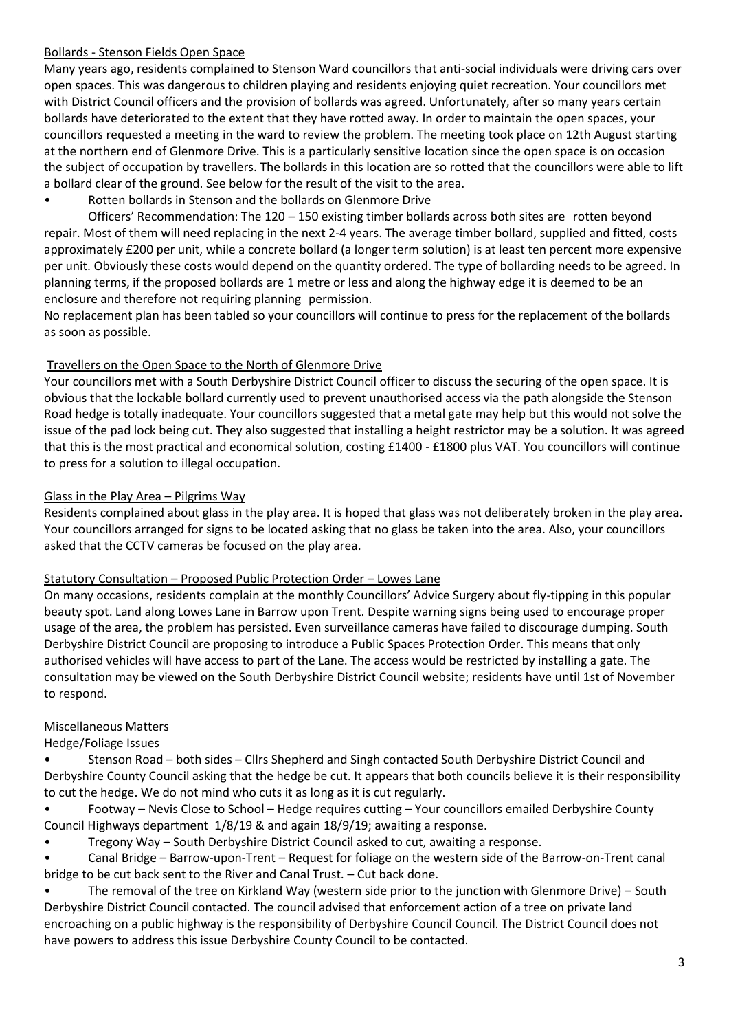Bollards - Stenson Fields Open Space

Many years ago, residents complained to Stenson Ward councillors that anti-social individuals were driving cars over open spaces. This was dangerous to children playing and residents enjoying quiet recreation. Your councillors met with District Council officers and the provision of bollards was agreed. Unfortunately, after so many years certain bollards have deteriorated to the extent that they have rotted away. In order to maintain the open spaces, your councillors requested a meeting in the ward to review the problem. The meeting took place on 12th August starting at the northern end of Glenmore Drive. This is a particularly sensitive location since the open space is on occasion the subject of occupation by travellers. The bollards in this location are so rotted that the councillors were able to lift a bollard clear of the ground. See below for the result of the visit to the area.

- Rotten bollards in Stenson and the bollards on Glenmore Drive

  Officers' Recommendation: The 120 – 150 existing timber bollards across both sites are rotten beyond repair. Most of them will need replacing in the next 2-4 years. The average timber bollard, supplied and fitted, costs approximately £200 per unit, while a concrete bollard (a longer term solution) is at least ten percent more expensive per unit. Obviously these costs would depend on the quantity ordered. The type of bollarding needs to be agreed. In planning terms, if the proposed bollards are 1 metre or less and along the highway edge it is deemed to be an enclosure and therefore not requiring planning permission.

No replacement plan has been tabled so your councillors will continue to press for the replacement of the bollards as soon as possible.

Travellers on the Open Space to the North of Glenmore Drive

Your councillors met with a South Derbyshire District Council officer to discuss the securing of the open space. It is obvious that the lockable bollard currently used to prevent unauthorised access via the path alongside the Stenson Road hedge is totally inadequate. Your councillors suggested that a metal gate may help but this would not solve the issue of the pad lock being cut. They also suggested that installing a height restrictor may be a solution. It was agreed that this is the most practical and economical solution, costing £1400 - £1800 plus VAT. You councillors will continue to press for a solution to illegal occupation.

Glass in the Play Area – Pilgrims Way

Residents complained about glass in the play area. It is hoped that glass was not deliberately broken in the play area. Your councillors arranged for signs to be located asking that no glass be taken into the area. Also, your councillors asked that the CCTV cameras be focused on the play area.

Statutory Consultation – Proposed Public Protection Order – Lowes Lane

On many occasions, residents complain at the monthly Councillors' Advice Surgery about fly-tipping in this popular beauty spot. Land along Lowes Lane in Barrow upon Trent. Despite warning signs being used to encourage proper usage of the area, the problem has persisted. Even surveillance cameras have failed to discourage dumping. South Derbyshire District Council are proposing to introduce a Public Spaces Protection Order. This means that only authorised vehicles will have access to part of the Lane. The access would be restricted by installing a gate. The consultation may be viewed on the South Derbyshire District Council website; residents have until 1st of November to respond.

Miscellaneous Matters

Hedge/Foliage Issues

- Stenson Road – both sides – Cllrs Shepherd and Singh contacted South Derbyshire District Council and Derbyshire County Council asking that the hedge be cut. It appears that both councils believe it is their responsibility to cut the hedge. We do not mind who cuts it as long as it is cut regularly.
- Footway – Nevis Close to School – Hedge requires cutting – Your councillors emailed Derbyshire County Council Highways department 1/8/19 & and again 18/9/19; awaiting a response.
- Tregony Way – South Derbyshire District Council asked to cut, awaiting a response.
- Canal Bridge – Barrow-upon-Trent – Request for foliage on the western side of the Barrow-on-Trent canal bridge to be cut back sent to the River and Canal Trust. – Cut back done.
- The removal of the tree on Kirkland Way (western side prior to the junction with Glenmore Drive) – South Derbyshire District Council contacted. The council advised that enforcement action of a tree on private land encroaching on a public highway is the responsibility of Derbyshire Council Council. The District Council does not have powers to address this issue Derbyshire County Council to be contacted.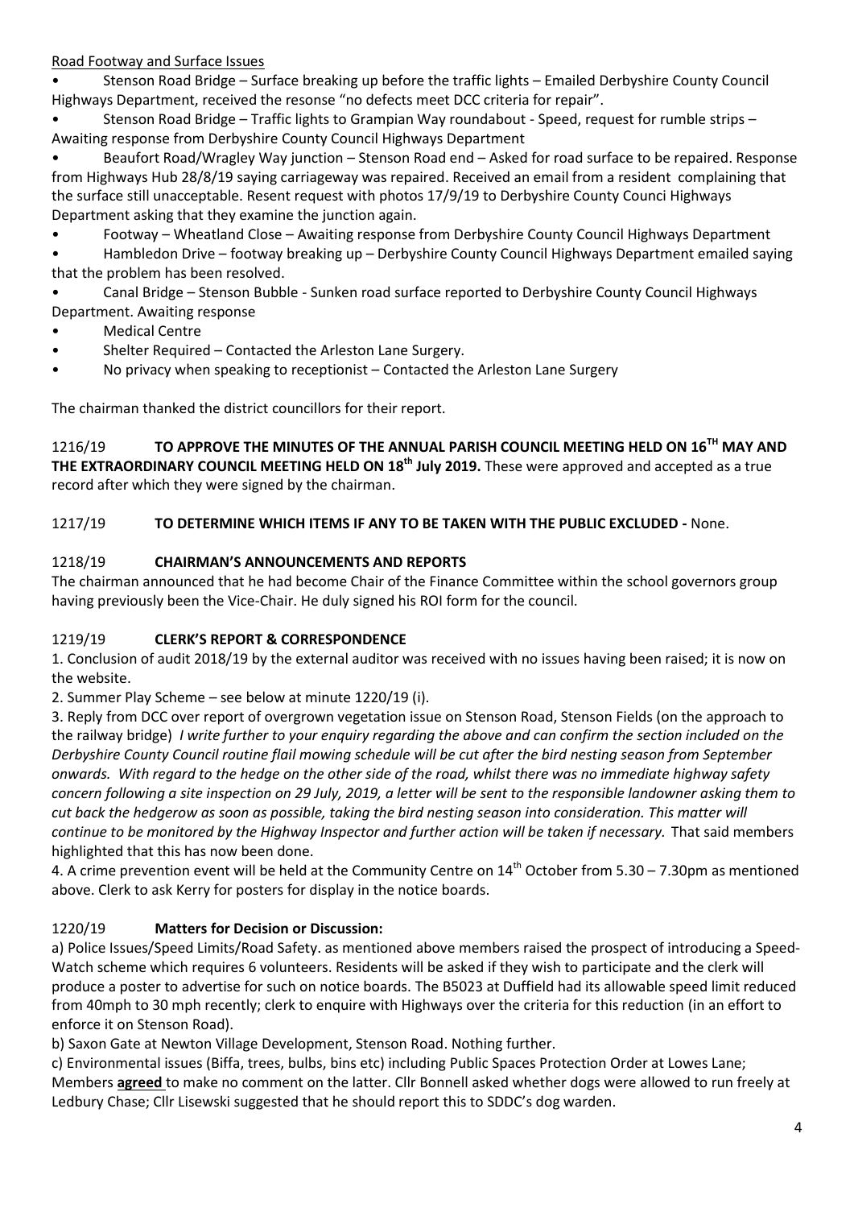Road Footway and Surface Issues

- Stenson Road Bridge – Surface breaking up before the traffic lights – Emailed Derbyshire County Council Highways Department, received the resonse "no defects meet DCC criteria for repair".
- Stenson Road Bridge – Traffic lights to Grampian Way roundabout - Speed, request for rumble strips – Awaiting response from Derbyshire County Council Highways Department
- Beaufort Road/Wragley Way junction – Stenson Road end – Asked for road surface to be repaired. Response from Highways Hub 28/8/19 saying carriageway was repaired. Received an email from a resident complaining that the surface still unacceptable. Resent request with photos 17/9/19 to Derbyshire County Counci Highways Department asking that they examine the junction again.
- Footway – Wheatland Close – Awaiting response from Derbyshire County Council Highways Department
- Hambledon Drive – footway breaking up – Derbyshire County Council Highways Department emailed saying that the problem has been resolved.
- Canal Bridge – Stenson Bubble - Sunken road surface reported to Derbyshire County Council Highways Department. Awaiting response
- Medical Centre
- Shelter Required – Contacted the Arleston Lane Surgery.
- No privacy when speaking to receptionist – Contacted the Arleston Lane Surgery

The chairman thanked the district councillors for their report.

1216/19 **TO APPROVE THE MINUTES OF THE ANNUAL PARISH COUNCIL MEETING HELD ON 16TH MAY AND THE EXTRAORDINARY COUNCIL MEETING HELD ON 18th July 2019.** These were approved and accepted as a true record after which they were signed by the chairman.

1217/19 **TO DETERMINE WHICH ITEMS IF ANY TO BE TAKEN WITH THE PUBLIC EXCLUDED -** None.

1218/19 **CHAIRMAN'S ANNOUNCEMENTS AND REPORTS**

The chairman announced that he had become Chair of the Finance Committee within the school governors group having previously been the Vice-Chair. He duly signed his ROI form for the council.

1219/19 **CLERK'S REPORT & CORRESPONDENCE**

1. Conclusion of audit 2018/19 by the external auditor was received with no issues having been raised; it is now on the website.
2. Summer Play Scheme – see below at minute 1220/19 (i).
3. Reply from DCC over report of overgrown vegetation issue on Stenson Road, Stenson Fields (on the approach to the railway bridge) *I write further to your enquiry regarding the above and can confirm the section included on the Derbyshire County Council routine flail mowing schedule will be cut after the bird nesting season from September onwards. With regard to the hedge on the other side of the road, whilst there was no immediate highway safety concern following a site inspection on 29 July, 2019, a letter will be sent to the responsible landowner asking them to cut back the hedgerow as soon as possible, taking the bird nesting season into consideration. This matter will continue to be monitored by the Highway Inspector and further action will be taken if necessary.* That said members highlighted that this has now been done.
4. A crime prevention event will be held at the Community Centre on 14th October from 5.30 – 7.30pm as mentioned above. Clerk to ask Kerry for posters for display in the notice boards.

1220/19 **Matters for Decision or Discussion:**

a) Police Issues/Speed Limits/Road Safety. as mentioned above members raised the prospect of introducing a Speed-Watch scheme which requires 6 volunteers. Residents will be asked if they wish to participate and the clerk will produce a poster to advertise for such on notice boards. The B5023 at Duffield had its allowable speed limit reduced from 40mph to 30 mph recently; clerk to enquire with Highways over the criteria for this reduction (in an effort to enforce it on Stenson Road).

b) Saxon Gate at Newton Village Development, Stenson Road. Nothing further.

c) Environmental issues (Biffa, trees, bulbs, bins etc) including Public Spaces Protection Order at Lowes Lane; Members **agreed** to make no comment on the latter. Cllr Bonnell asked whether dogs were allowed to run freely at Ledbury Chase; Cllr Lisewski suggested that he should report this to SDDC's dog warden.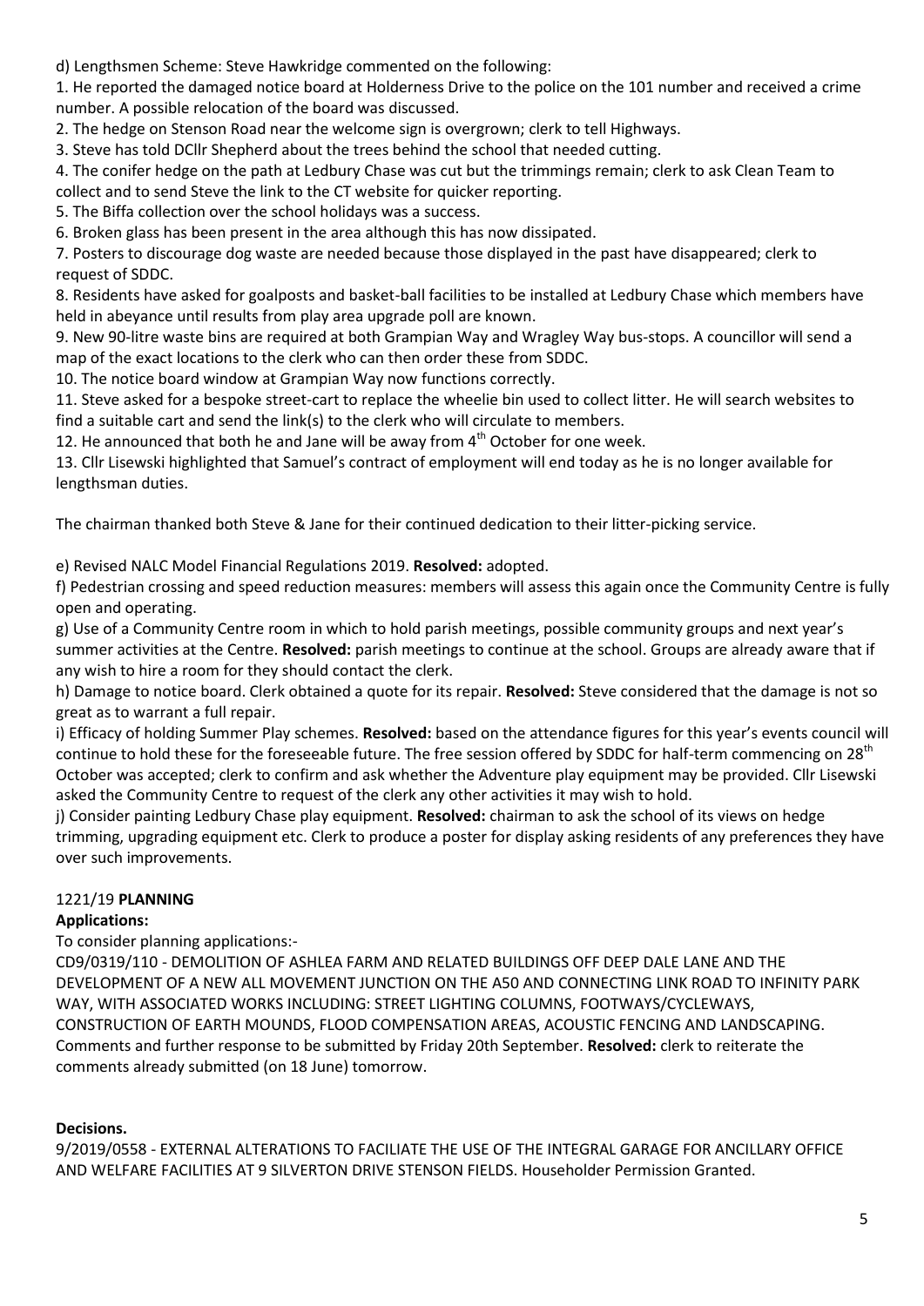d) Lengthsmen Scheme: Steve Hawkridge commented on the following:

1. He reported the damaged notice board at Holderness Drive to the police on the 101 number and received a crime number. A possible relocation of the board was discussed.
2. The hedge on Stenson Road near the welcome sign is overgrown; clerk to tell Highways.
3. Steve has told DCllr Shepherd about the trees behind the school that needed cutting.
4. The conifer hedge on the path at Ledbury Chase was cut but the trimmings remain; clerk to ask Clean Team to collect and to send Steve the link to the CT website for quicker reporting.
5. The Biffa collection over the school holidays was a success.
6. Broken glass has been present in the area although this has now dissipated.
7. Posters to discourage dog waste are needed because those displayed in the past have disappeared; clerk to request of SDDC.
8. Residents have asked for goalposts and basket-ball facilities to be installed at Ledbury Chase which members have held in abeyance until results from play area upgrade poll are known.
9. New 90-litre waste bins are required at both Grampian Way and Wragley Way bus-stops. A councillor will send a map of the exact locations to the clerk who can then order these from SDDC.
10. The notice board window at Grampian Way now functions correctly.
11. Steve asked for a bespoke street-cart to replace the wheelie bin used to collect litter. He will search websites to find a suitable cart and send the link(s) to the clerk who will circulate to members.
12. He announced that both he and Jane will be away from 4th October for one week.
13. Cllr Lisewski highlighted that Samuel's contract of employment will end today as he is no longer available for lengthsman duties.

The chairman thanked both Steve & Jane for their continued dedication to their litter-picking service.

e) Revised NALC Model Financial Regulations 2019. **Resolved:** adopted.

f) Pedestrian crossing and speed reduction measures: members will assess this again once the Community Centre is fully open and operating.

g) Use of a Community Centre room in which to hold parish meetings, possible community groups and next year's summer activities at the Centre. **Resolved:** parish meetings to continue at the school. Groups are already aware that if any wish to hire a room for they should contact the clerk.

h) Damage to notice board. Clerk obtained a quote for its repair. **Resolved:** Steve considered that the damage is not so great as to warrant a full repair.

i) Efficacy of holding Summer Play schemes. **Resolved:** based on the attendance figures for this year's events council will continue to hold these for the foreseeable future. The free session offered by SDDC for half-term commencing on 28th October was accepted; clerk to confirm and ask whether the Adventure play equipment may be provided. Cllr Lisewski asked the Community Centre to request of the clerk any other activities it may wish to hold.

j) Consider painting Ledbury Chase play equipment. **Resolved:** chairman to ask the school of its views on hedge trimming, upgrading equipment etc. Clerk to produce a poster for display asking residents of any preferences they have over such improvements.

## 1221/19 **PLANNING**

**Applications:**

To consider planning applications:-

CD9/0319/110 - DEMOLITION OF ASHLEA FARM AND RELATED BUILDINGS OFF DEEP DALE LANE AND THE DEVELOPMENT OF A NEW ALL MOVEMENT JUNCTION ON THE A50 AND CONNECTING LINK ROAD TO INFINITY PARK WAY, WITH ASSOCIATED WORKS INCLUDING: STREET LIGHTING COLUMNS, FOOTWAYS/CYCLEWAYS, CONSTRUCTION OF EARTH MOUNDS, FLOOD COMPENSATION AREAS, ACOUSTIC FENCING AND LANDSCAPING. Comments and further response to be submitted by Friday 20th September. **Resolved:** clerk to reiterate the comments already submitted (on 18 June) tomorrow.

**Decisions.**

9/2019/0558 - EXTERNAL ALTERATIONS TO FACILIATE THE USE OF THE INTEGRAL GARAGE FOR ANCILLARY OFFICE AND WELFARE FACILITIES AT 9 SILVERTON DRIVE STENSON FIELDS. Householder Permission Granted.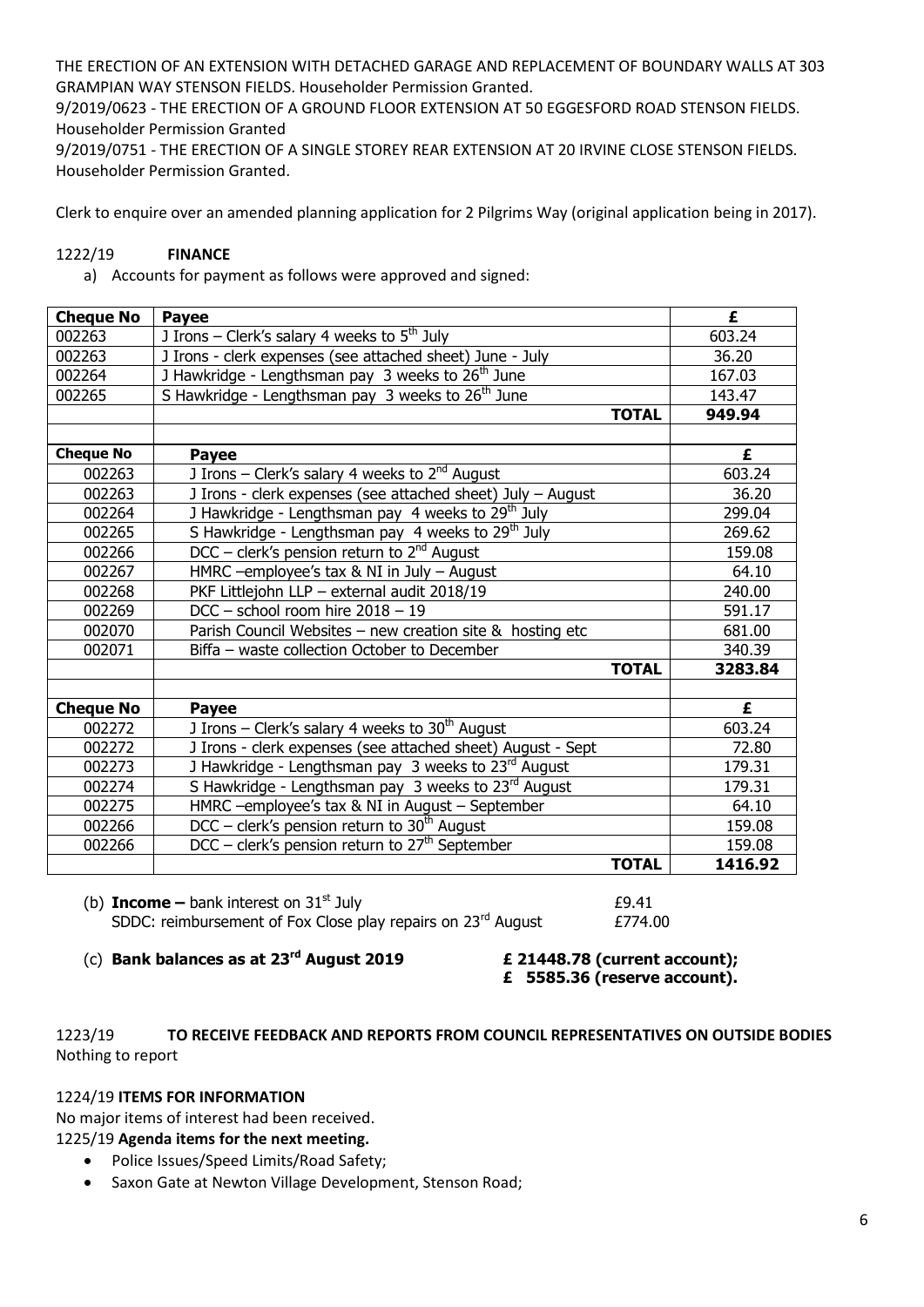THE ERECTION OF AN EXTENSION WITH DETACHED GARAGE AND REPLACEMENT OF BOUNDARY WALLS AT 303 GRAMPIAN WAY STENSON FIELDS. Householder Permission Granted.

9/2019/0623 - THE ERECTION OF A GROUND FLOOR EXTENSION AT 50 EGGESFORD ROAD STENSON FIELDS. Householder Permission Granted

9/2019/0751 - THE ERECTION OF A SINGLE STOREY REAR EXTENSION AT 20 IRVINE CLOSE STENSON FIELDS. Householder Permission Granted.

Clerk to enquire over an amended planning application for 2 Pilgrims Way (original application being in 2017).

1222/19 **FINANCE**

a) Accounts for payment as follows were approved and signed:

| **Cheque No** | **Payee** | **£** |
|---|---|---|
| 002263 | J Irons – Clerk's salary 4 weeks to 5th July | 603.24 |
| 002263 | J Irons - clerk expenses (see attached sheet) June - July | 36.20 |
| 002264 | J Hawkridge - Lengthsman pay 3 weeks to 26th June | 167.03 |
| 002265 | S Hawkridge - Lengthsman pay 3 weeks to 26th June | 143.47 |
| | **TOTAL** | **949.94** |
| | | |
| **Cheque No** | **Payee** | **£** |
| 002263 | J Irons – Clerk's salary 4 weeks to 2nd August | 603.24 |
| 002263 | J Irons - clerk expenses (see attached sheet) July – August | 36.20 |
| 002264 | J Hawkridge - Lengthsman pay 4 weeks to 29th July | 299.04 |
| 002265 | S Hawkridge - Lengthsman pay 4 weeks to 29th July | 269.62 |
| 002266 | DCC – clerk's pension return to 2nd August | 159.08 |
| 002267 | HMRC –employee's tax & NI in July – August | 64.10 |
| 002268 | PKF Littlejohn LLP – external audit 2018/19 | 240.00 |
| 002269 | DCC – school room hire 2018 – 19 | 591.17 |
| 002070 | Parish Council Websites – new creation site & hosting etc | 681.00 |
| 002071 | Biffa – waste collection October to December | 340.39 |
| | **TOTAL** | **3283.84** |
| | | |
| **Cheque No** | **Payee** | **£** |
| 002272 | J Irons – Clerk's salary 4 weeks to 30th August | 603.24 |
| 002272 | J Irons - clerk expenses (see attached sheet) August - Sept | 72.80 |
| 002273 | J Hawkridge - Lengthsman pay 3 weeks to 23rd August | 179.31 |
| 002274 | S Hawkridge - Lengthsman pay 3 weeks to 23rd August | 179.31 |
| 002275 | HMRC –employee's tax & NI in August – September | 64.10 |
| 002266 | DCC – clerk's pension return to 30th August | 159.08 |
| 002266 | DCC – clerk's pension return to 27th September | 159.08 |
| | **TOTAL** | **1416.92** |

(b) **Income –** bank interest on 31st July £9.41
SDDC: reimbursement of Fox Close play repairs on 23rd August £774.00

(c) **Bank balances as at 23rd August 2019** **£ 21448.78 (current account);**
**£ 5585.36 (reserve account).**

1223/19 **TO RECEIVE FEEDBACK AND REPORTS FROM COUNCIL REPRESENTATIVES ON OUTSIDE BODIES**

Nothing to report

1224/19 **ITEMS FOR INFORMATION**

No major items of interest had been received.

1225/19 **Agenda items for the next meeting.**

- Police Issues/Speed Limits/Road Safety;
- Saxon Gate at Newton Village Development, Stenson Road;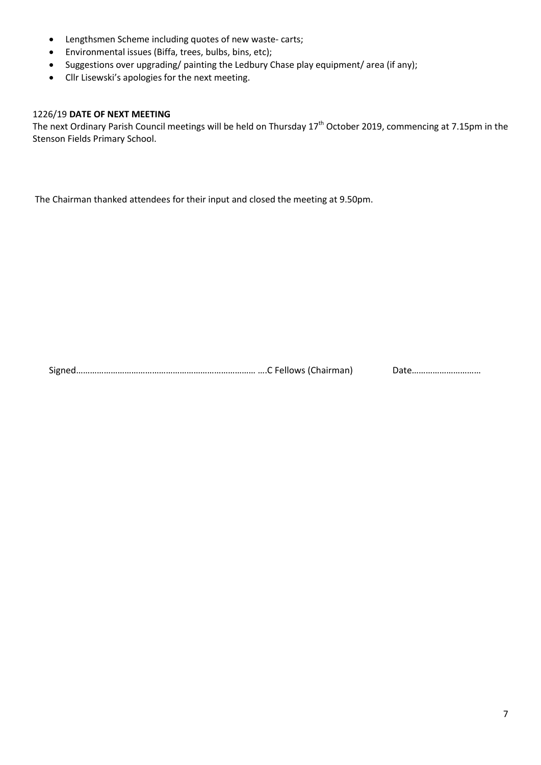- Lengthsmen Scheme including quotes of new waste- carts;
- Environmental issues (Biffa, trees, bulbs, bins, etc);
- Suggestions over upgrading/ painting the Ledbury Chase play equipment/ area (if any);
- Cllr Lisewski's apologies for the next meeting.

1226/19 **DATE OF NEXT MEETING**

The next Ordinary Parish Council meetings will be held on Thursday 17th October 2019, commencing at 7.15pm in the Stenson Fields Primary School.

The Chairman thanked attendees for their input and closed the meeting at 9.50pm.

Signed………………………………………………………………… ….C Fellows (Chairman) Date…………………………